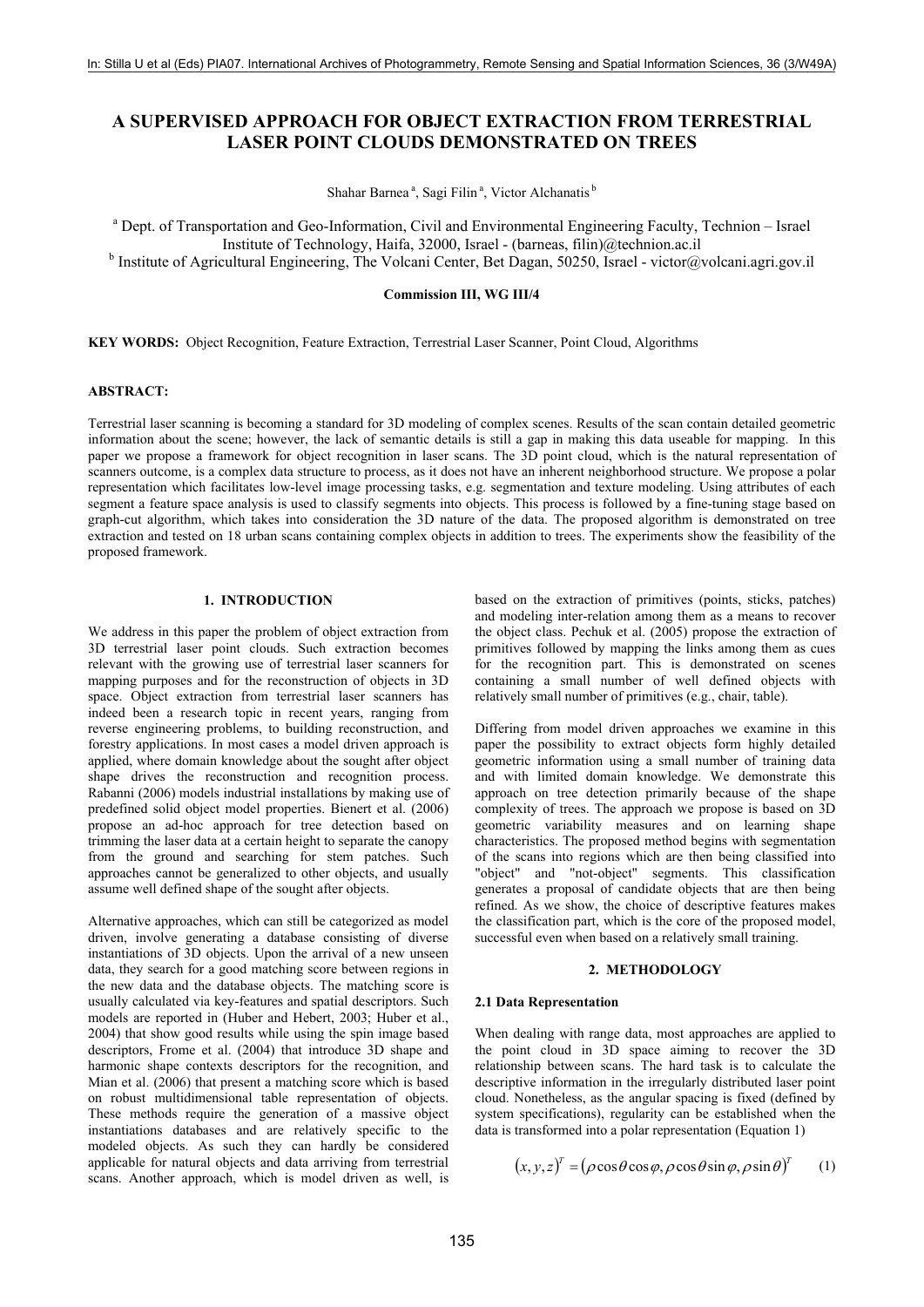# A SUPERVISED APPROACH FOR OBJECT EXTRACTION FROM TERRESTRIAL LASER POINT CLOUDS DEMONSTRATED ON TREES

Shahar Barnea [a], Sagi Filin [a], Victor Alchanatis [b]

[a] Dept. of Transportation and Geo-Information, Civil and Environmental Engineering Faculty, Technion – Israel Institute of Technology, Haifa, 32000, Israel - (barneas, filin)@technion.ac.il

[b] Institute of Agricultural Engineering, The Volcani Center, Bet Dagan, 50250, Israel - victor@volcani.agri.gov.il

**Commission III, WG III/4**

**KEY WORDS:** Object Recognition, Feature Extraction, Terrestrial Laser Scanner, Point Cloud, Algorithms

**ABSTRACT:**

Terrestrial laser scanning is becoming a standard for 3D modeling of complex scenes. Results of the scan contain detailed geometric information about the scene; however, the lack of semantic details is still a gap in making this data useable for mapping. In this paper we propose a framework for object recognition in laser scans. The 3D point cloud, which is the natural representation of scanners outcome, is a complex data structure to process, as it does not have an inherent neighborhood structure. We propose a polar representation which facilitates low-level image processing tasks, e.g. segmentation and texture modeling. Using attributes of each segment a feature space analysis is used to classify segments into objects. This process is followed by a fine-tuning stage based on graph-cut algorithm, which takes into consideration the 3D nature of the data. The proposed algorithm is demonstrated on tree extraction and tested on 18 urban scans containing complex objects in addition to trees. The experiments show the feasibility of the proposed framework.

## 1. INTRODUCTION

We address in this paper the problem of object extraction from 3D terrestrial laser point clouds. Such extraction becomes relevant with the growing use of terrestrial laser scanners for mapping purposes and for the reconstruction of objects in 3D space. Object extraction from terrestrial laser scanners has indeed been a research topic in recent years, ranging from reverse engineering problems, to building reconstruction, and forestry applications. In most cases a model driven approach is applied, where domain knowledge about the sought after object shape drives the reconstruction and recognition process. Rabanni (2006) models industrial installations by making use of predefined solid object model properties. Bienert et al. (2006) propose an ad-hoc approach for tree detection based on trimming the laser data at a certain height to separate the canopy from the ground and searching for stem patches. Such approaches cannot be generalized to other objects, and usually assume well defined shape of the sought after objects.

Alternative approaches, which can still be categorized as model driven, involve generating a database consisting of diverse instantiations of 3D objects. Upon the arrival of a new unseen data, they search for a good matching score between regions in the new data and the database objects. The matching score is usually calculated via key-features and spatial descriptors. Such models are reported in (Huber and Hebert, 2003; Huber et al., 2004) that show good results while using the spin image based descriptors, Frome et al. (2004) that introduce 3D shape and harmonic shape contexts descriptors for the recognition, and Mian et al. (2006) that present a matching score which is based on robust multidimensional table representation of objects. These methods require the generation of a massive object instantiations databases and are relatively specific to the modeled objects. As such they can hardly be considered applicable for natural objects and data arriving from terrestrial scans. Another approach, which is model driven as well, is based on the extraction of primitives (points, sticks, patches) and modeling inter-relation among them as a means to recover the object class. Pechuk et al. (2005) propose the extraction of primitives followed by mapping the links among them as cues for the recognition part. This is demonstrated on scenes containing a small number of well defined objects with relatively small number of primitives (e.g., chair, table).

Differing from model driven approaches we examine in this paper the possibility to extract objects form highly detailed geometric information using a small number of training data and with limited domain knowledge. We demonstrate this approach on tree detection primarily because of the shape complexity of trees. The approach we propose is based on 3D geometric variability measures and on learning shape characteristics. The proposed method begins with segmentation of the scans into regions which are then being classified into "object" and "not-object" segments. This classification generates a proposal of candidate objects that are then being refined. As we show, the choice of descriptive features makes the classification part, which is the core of the proposed model, successful even when based on a relatively small training.

## 2. METHODOLOGY

### 2.1 Data Representation

When dealing with range data, most approaches are applied to the point cloud in 3D space aiming to recover the 3D relationship between scans. The hard task is to calculate the descriptive information in the irregularly distributed laser point cloud. Nonetheless, as the angular spacing is fixed (defined by system specifications), regularity can be established when the data is transformed into a polar representation (Equation 1)

$$(x, y, z)^T = (\rho\cos\theta\cos\varphi, \rho\cos\theta\sin\varphi, \rho\sin\theta)^T \qquad (1)$$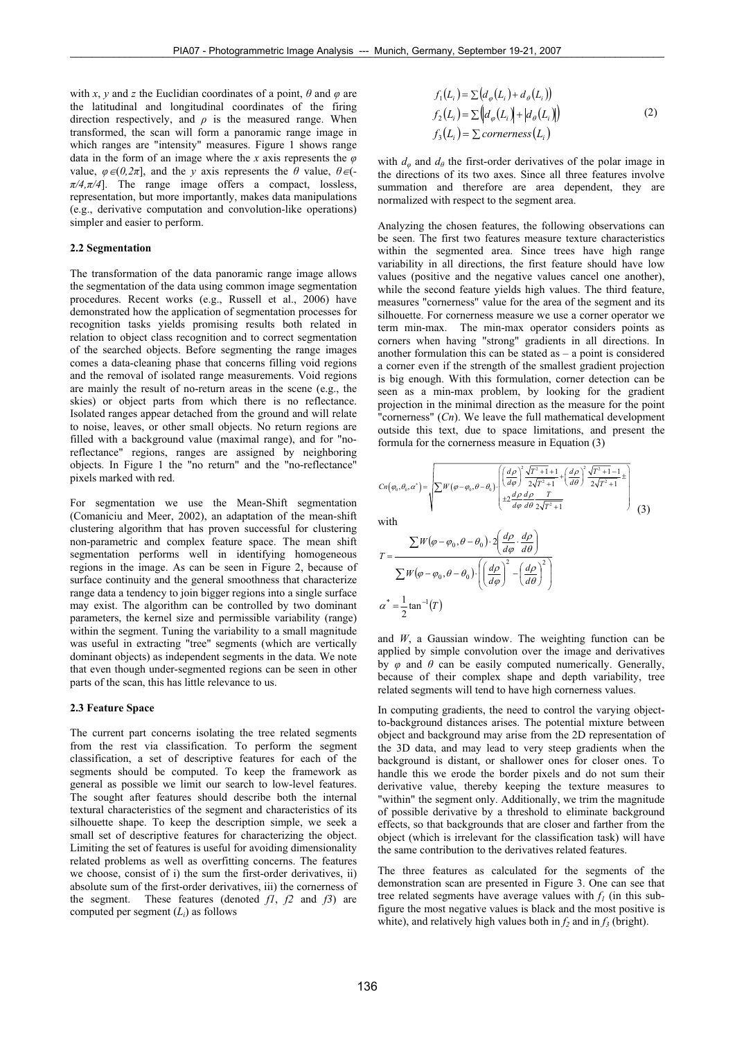with $x$, $y$ and $z$ the Euclidian coordinates of a point, $\theta$ and $\varphi$ are the latitudinal and longitudinal coordinates of the firing direction respectively, and $\rho$ is the measured range. When transformed, the scan will form a panoramic range image in which ranges are "intensity" measures. Figure 1 shows range data in the form of an image where the $x$ axis represents the $\varphi$ value, $\varphi \in (0,2\pi]$, and the $y$ axis represents the $\theta$ value, $\theta \in (-\pi/4,\pi/4]$. The range image offers a compact, lossless, representation, but more importantly, makes data manipulations (e.g., derivative computation and convolution-like operations) simpler and easier to perform.

### 2.2 Segmentation

The transformation of the data panoramic range image allows the segmentation of the data using common image segmentation procedures. Recent works (e.g., Russell et al., 2006) have demonstrated how the application of segmentation processes for recognition tasks yields promising results both related in relation to object class recognition and to correct segmentation of the searched objects. Before segmenting the range images comes a data-cleaning phase that concerns filling void regions and the removal of isolated range measurements. Void regions are mainly the result of no-return areas in the scene (e.g., the skies) or object parts from which there is no reflectance. Isolated ranges appear detached from the ground and will relate to noise, leaves, or other small objects. No return regions are filled with a background value (maximal range), and for "no-reflectance" regions, ranges are assigned by neighboring objects. In Figure 1 the "no return" and the "no-reflectance" pixels marked with red.

For segmentation we use the Mean-Shift segmentation (Comaniciu and Meer, 2002), an adaptation of the mean-shift clustering algorithm that has proven successful for clustering non-parametric and complex feature space. The mean shift segmentation performs well in identifying homogeneous regions in the image. As can be seen in Figure 2, because of surface continuity and the general smoothness that characterize range data a tendency to join bigger regions into a single surface may exist. The algorithm can be controlled by two dominant parameters, the kernel size and permissible variability (range) within the segment. Tuning the variability to a small magnitude was useful in extracting "tree" segments (which are vertically dominant objects) as independent segments in the data. We note that even though under-segmented regions can be seen in other parts of the scan, this has little relevance to us.

### 2.3 Feature Space

The current part concerns isolating the tree related segments from the rest via classification. To perform the segment classification, a set of descriptive features for each of the segments should be computed. To keep the framework as general as possible we limit our search to low-level features. The sought after features should describe both the internal textural characteristics of the segment and characteristics of its silhouette shape. To keep the description simple, we seek a small set of descriptive features for characterizing the object. Limiting the set of features is useful for avoiding dimensionality related problems as well as overfitting concerns. The features we choose, consist of i) the sum the first-order derivatives, ii) absolute sum of the first-order derivatives, iii) the cornerness of the segment. These features (denoted $f1$, $f2$ and $f3$) are computed per segment ($L_i$) as follows

$$
\begin{aligned}
f_1(L_i) &= \sum \left( d_\varphi(L_i) + d_\theta(L_i) \right) \\
f_2(L_i) &= \sum \left( \left| d_\varphi(L_i) \right| + \left| d_\theta(L_i) \right| \right) \\
f_3(L_i) &= \sum cornerness(L_i)
\end{aligned}
\tag{2}
$$

with $d_\varphi$ and $d_\theta$ the first-order derivatives of the polar image in the directions of its two axes. Since all three features involve summation and therefore are area dependent, they are normalized with respect to the segment area.

Analyzing the chosen features, the following observations can be seen. The first two features measure texture characteristics within the segmented area. Since trees have high range variability in all directions, the first feature should have low values (positive and the negative values cancel one another), while the second feature yields high values. The third feature, measures "cornerness" value for the area of the segment and its silhouette. For cornerness measure we use a corner operator we term min-max. The min-max operator considers points as corners when having "strong" gradients in all directions. In another formulation this can be stated as – a point is considered a corner even if the strength of the smallest gradient projection is big enough. With this formulation, corner detection can be seen as a min-max problem, by looking for the gradient projection in the minimal direction as the measure for the point "cornerness" ($Cn$). We leave the full mathematical development outside this text, due to space limitations, and present the formula for the cornerness measure in Equation (3)

$$
Cn(\varphi_0,\theta_0,\alpha^*) = \sqrt{\sum W(\varphi-\varphi_0,\theta-\theta_0)\cdot \left( \left(\frac{d\rho}{d\varphi}\right)^2 \frac{\sqrt{T^2+1}+1}{2\sqrt{T^2+1}} + \left(\frac{d\rho}{d\theta}\right)^2 \frac{\sqrt{T^2+1}-1}{2\sqrt{T^2+1}} \pm \pm 2\frac{d\rho}{d\varphi}\frac{d\rho}{d\theta}\frac{T}{2\sqrt{T^2+1}} \right)}
\tag{3}
$$

with

$$
T = \frac{\sum W(\varphi-\varphi_0,\theta-\theta_0)\cdot 2\left(\frac{d\rho}{d\varphi}\cdot\frac{d\rho}{d\theta}\right)}{\sum W(\varphi-\varphi_0,\theta-\theta_0)\cdot \left( \left(\frac{d\rho}{d\varphi}\right)^2 - \left(\frac{d\rho}{d\theta}\right)^2 \right)}
$$

$$
\alpha^* = \frac{1}{2}\tan^{-1}(T)
$$

and $W$, a Gaussian window. The weighting function can be applied by simple convolution over the image and derivatives by $\varphi$ and $\theta$ can be easily computed numerically. Generally, because of their complex shape and depth variability, tree related segments will tend to have high cornerness values.

In computing gradients, the need to control the varying object-to-background distances arises. The potential mixture between object and background may arise from the 2D representation of the 3D data, and may lead to very steep gradients when the background is distant, or shallower ones for closer ones. To handle this we erode the border pixels and do not sum their derivative value, thereby keeping the texture measures to "within" the segment only. Additionally, we trim the magnitude of possible derivative by a threshold to eliminate background effects, so that backgrounds that are closer and farther from the object (which is irrelevant for the classification task) will have the same contribution to the derivatives related features.

The three features as calculated for the segments of the demonstration scan are presented in Figure 3. One can see that tree related segments have average values with $f_1$ (in this sub-figure the most negative values is black and the most positive is white), and relatively high values both in $f_2$ and in $f_3$ (bright).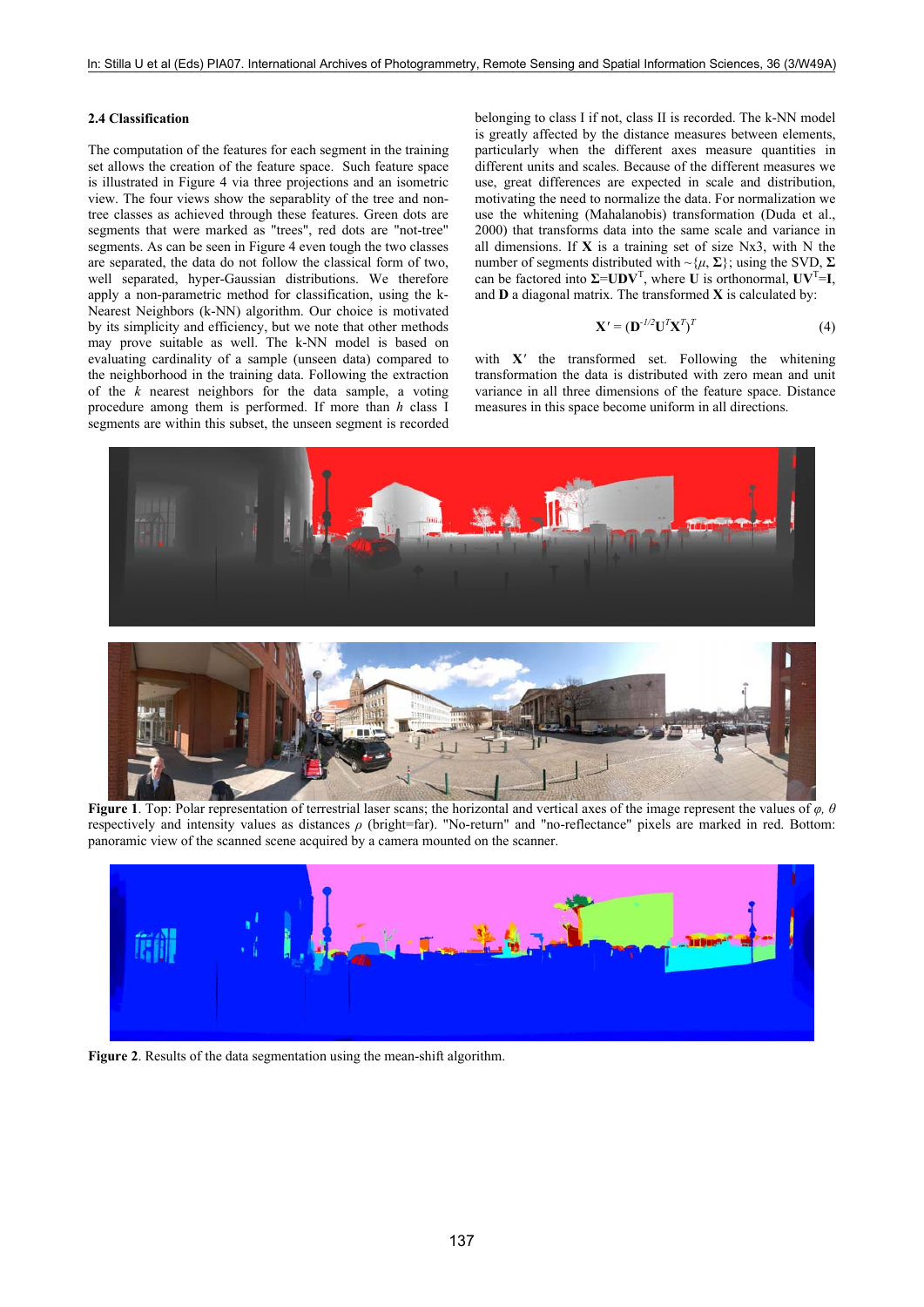### 2.4 Classification

The computation of the features for each segment in the training set allows the creation of the feature space. Such feature space is illustrated in Figure 4 via three projections and an isometric view. The four views show the separablity of the tree and non-tree classes as achieved through these features. Green dots are segments that were marked as "trees", red dots are "not-tree" segments. As can be seen in Figure 4 even tough the two classes are separated, the data do not follow the classical form of two, well separated, hyper-Gaussian distributions. We therefore apply a non-parametric method for classification, using the k-Nearest Neighbors (k-NN) algorithm. Our choice is motivated by its simplicity and efficiency, but we note that other methods may prove suitable as well. The k-NN model is based on evaluating cardinality of a sample (unseen data) compared to the neighborhood in the training data. Following the extraction of the $k$ nearest neighbors for the data sample, a voting procedure among them is performed. If more than $h$ class I segments are within this subset, the unseen segment is recorded belonging to class I if not, class II is recorded. The k-NN model is greatly affected by the distance measures between elements, particularly when the different axes measure quantities in different units and scales. Because of the different measures we use, great differences are expected in scale and distribution, motivating the need to normalize the data. For normalization we use the whitening (Mahalanobis) transformation (Duda et al., 2000) that transforms data into the same scale and variance in all dimensions. If $\mathbf{X}$ is a training set of size Nx3, with N the number of segments distributed with $\sim\{\mu, \mathbf{\Sigma}\}$; using the SVD, $\mathbf{\Sigma}$ can be factored into $\mathbf{\Sigma}=\mathbf{UDV}^T$, where $\mathbf{U}$ is orthonormal, $\mathbf{UV}^T=\mathbf{I}$, and $\mathbf{D}$ a diagonal matrix. The transformed $\mathbf{X}$ is calculated by:

$$\mathbf{X}' = (\mathbf{D}^{-1/2}\mathbf{U}^T\mathbf{X}^T)^T \tag{4}$$

with $\mathbf{X}'$ the transformed set. Following the whitening transformation the data is distributed with zero mean and unit variance in all three dimensions of the feature space. Distance measures in this space become uniform in all directions.

**Figure 1**. Top: Polar representation of terrestrial laser scans; the horizontal and vertical axes of the image represent the values of $\varphi$, $\theta$ respectively and intensity values as distances $\rho$ (bright=far). "No-return" and "no-reflectance" pixels are marked in red. Bottom: panoramic view of the scanned scene acquired by a camera mounted on the scanner.

**Figure 2**. Results of the data segmentation using the mean-shift algorithm.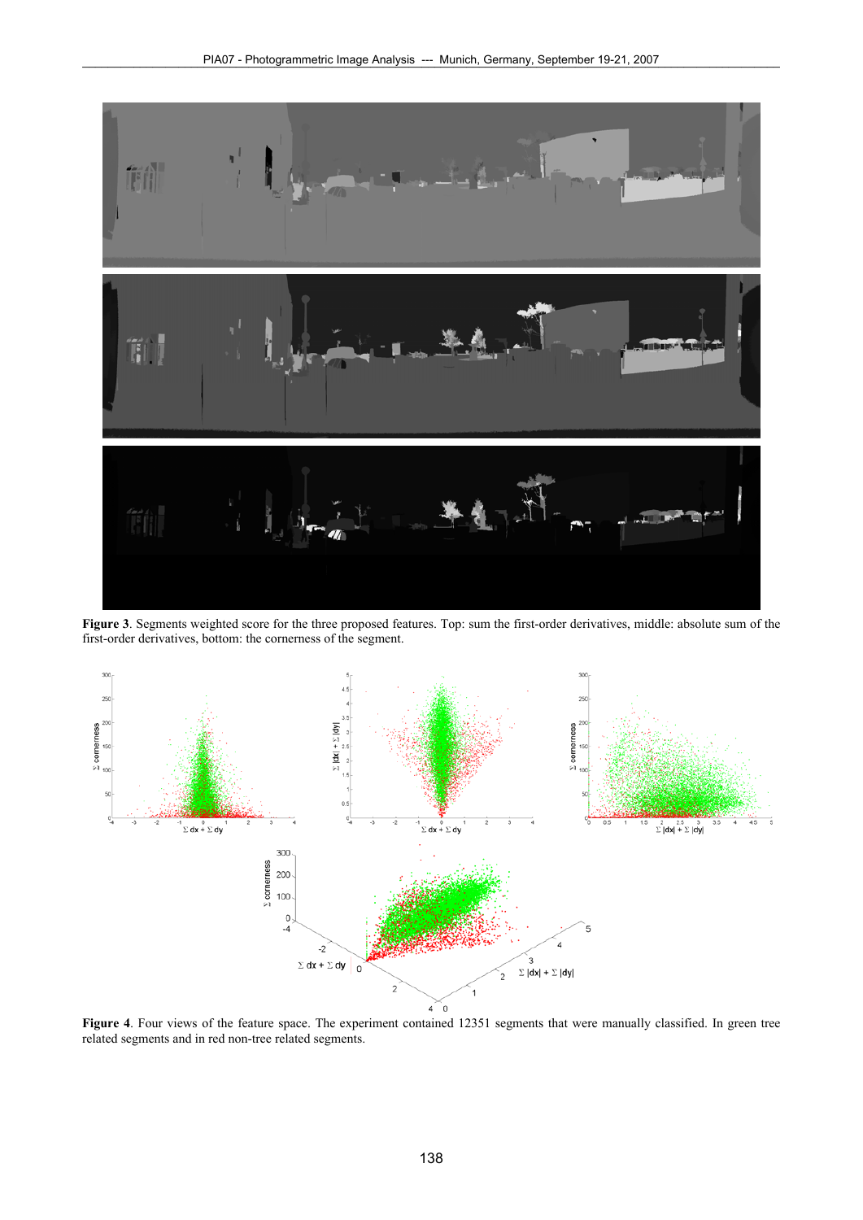**Figure 3**. Segments weighted score for the three proposed features. Top: sum the first-order derivatives, middle: absolute sum of the first-order derivatives, bottom: the cornerness of the segment.

**Figure 4**. Four views of the feature space. The experiment contained 12351 segments that were manually classified. In green tree related segments and in red non-tree related segments.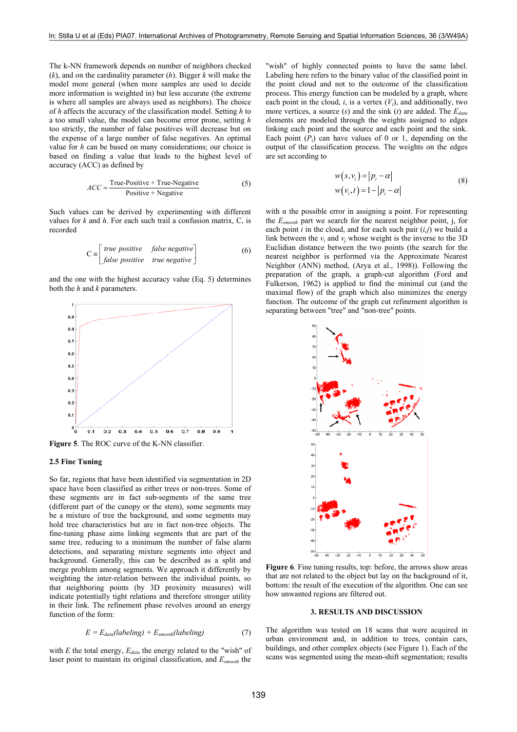The k-NN framework depends on number of neighbors checked ($k$), and on the cardinality parameter ($h$). Bigger $k$ will make the model more general (when more samples are used to decide more information is weighted in) but less accurate (the extreme is where all samples are always used as neighbors). The choice of $h$ affects the accuracy of the classification model. Setting $h$ to a too small value, the model can become error prone, setting $h$ too strictly, the number of false positives will decrease but on the expense of a large number of false negatives. An optimal value for $h$ can be based on many considerations; our choice is based on finding a value that leads to the highest level of accuracy (ACC) as defined by

$$ACC = \frac{\text{True-Positive} + \text{True-Negative}}{\text{Positive} + \text{Negative}} \tag{5}$$

Such values can be derived by experimenting with different values for $k$ and $h$. For each such trail a confusion matrix, C, is recorded

$$C \equiv \begin{bmatrix} \textit{true positive} & \textit{false negative} \\ \textit{false positive} & \textit{true negative} \end{bmatrix} \tag{6}$$

and the one with the highest accuracy value (Eq. 5) determines both the $h$ and $k$ parameters.

**Figure 5**. The ROC curve of the K-NN classifier.

## 2.5 Fine Tuning

So far, regions that have been identified via segmentation in 2D space have been classified as either trees or non-trees. Some of these segments are in fact sub-segments of the same tree (different part of the canopy or the stem), some segments may be a mixture of tree the background, and some segments may hold tree characteristics but are in fact non-tree objects. The fine-tuning phase aims linking segments that are part of the same tree, reducing to a minimum the number of false alarm detections, and separating mixture segments into object and background. Generally, this can be described as a split and merge problem among segments. We approach it differently by weighting the inter-relation between the individual points, so that neighboring points (by 3D proximity measures) will indicate potentially tight relations and therefore stronger utility in their link. The refinement phase revolves around an energy function of the form:

$$E = E_{data}(labeling) + E_{smooth}(labeling) \tag{7}$$

with $E$ the total energy, $E_{data}$ the energy related to the "wish" of laser point to maintain its original classification, and $E_{smooth}$ the "wish" of highly connected points to have the same label. Labeling here refers to the binary value of the classified point in the point cloud and not to the outcome of the classification process. This energy function can be modeled by a graph, where each point in the cloud, $i$, is a vertex ($V_i$), and additionally, two more vertices, a source ($s$) and the sink ($t$) are added. The $E_{data}$ elements are modeled through the weights assigned to edges linking each point and the source and each point and the sink. Each point ($P_i$) can have values of 0 or 1, depending on the output of the classification process. The weights on the edges are set according to

$$\begin{aligned} w(s,v_i) &= |p_i - \alpha| \\ w(v_i,t) &= 1 - |p_i - \alpha| \end{aligned} \tag{8}$$

with α the possible error in assigning a point. For representing the $E_{smooth}$ part we search for the nearest neighbor point, j, for each point $i$ in the cloud, and for each such pair ($i,j$) we build a link between the $v_i$ and $v_j$ whose weight is the inverse to the 3D Euclidian distance between the two points (the search for the nearest neighbor is performed via the Approximate Nearest Neighbor (ANN) method, (Arya et al., 1998)). Following the preparation of the graph, a graph-cut algorithm (Ford and Fulkerson, 1962) is applied to find the minimal cut (and the maximal flow) of the graph which also minimizes the energy function. The outcome of the graph cut refinement algorithm is separating between "tree" and "non-tree" points.

**Figure 6**. Fine tuning results, top: before, the arrows show areas that are not related to the object but lay on the background of it, bottom: the result of the execution of the algorithm. One can see how unwanted regions are filtered out.

## 3. RESULTS AND DISCUSSION

The algorithm was tested on 18 scans that were acquired in urban environment and, in addition to trees, contain cars, buildings, and other complex objects (see Figure 1). Each of the scans was segmented using the mean-shift segmentation; results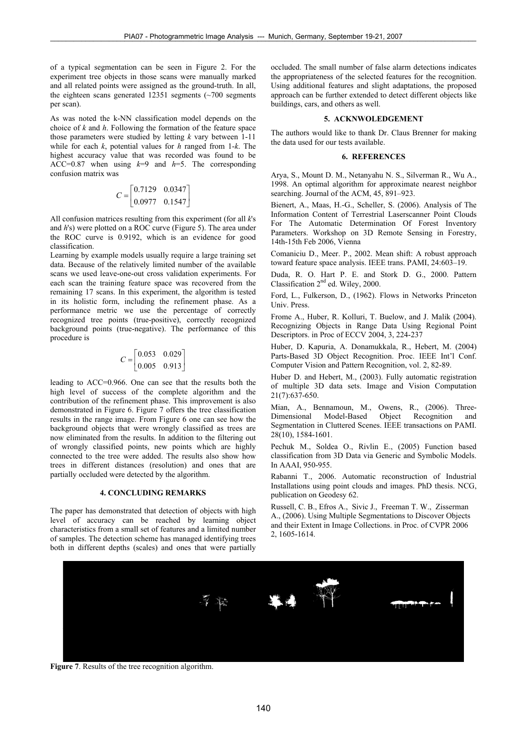of a typical segmentation can be seen in Figure 2. For the experiment tree objects in those scans were manually marked and all related points were assigned as the ground-truth. In all, the eighteen scans generated 12351 segments (~700 segments per scan).

As was noted the k-NN classification model depends on the choice of $k$ and $h$. Following the formation of the feature space those parameters were studied by letting $k$ vary between 1-11 while for each $k$, potential values for $h$ ranged from 1-$k$. The highest accuracy value that was recorded was found to be ACC=0.87 when using $k$=9 and $h$=5. The corresponding confusion matrix was

$$C = \begin{bmatrix} 0.7129 & 0.0347 \\ 0.0977 & 0.1547 \end{bmatrix}$$

All confusion matrices resulting from this experiment (for all $k$'s and $h$'s) were plotted on a ROC curve (Figure 5). The area under the ROC curve is 0.9192, which is an evidence for good classification.

Learning by example models usually require a large training set data. Because of the relatively limited number of the available scans we used leave-one-out cross validation experiments. For each scan the training feature space was recovered from the remaining 17 scans. In this experiment, the algorithm is tested in its holistic form, including the refinement phase. As a performance metric we use the percentage of correctly recognized tree points (true-positive), correctly recognized background points (true-negative). The performance of this procedure is

$$C = \begin{bmatrix} 0.053 & 0.029 \\ 0.005 & 0.913 \end{bmatrix}$$

leading to ACC=0.966. One can see that the results both the high level of success of the complete algorithm and the contribution of the refinement phase. This improvement is also demonstrated in Figure 6. Figure 7 offers the tree classification results in the range image. From Figure 6 one can see how the background objects that were wrongly classified as trees are now eliminated from the results. In addition to the filtering out of wrongly classified points, new points which are highly connected to the tree were added. The results also show how trees in different distances (resolution) and ones that are partially occluded were detected by the algorithm.

## 4. CONCLUDING REMARKS

The paper has demonstrated that detection of objects with high level of accuracy can be reached by learning object characteristics from a small set of features and a limited number of samples. The detection scheme has managed identifying trees both in different depths (scales) and ones that were partially occluded. The small number of false alarm detections indicates the appropriateness of the selected features for the recognition. Using additional features and slight adaptations, the proposed approach can be further extended to detect different objects like buildings, cars, and others as well.

## 5. ACKNWOLEDGEMENT

The authors would like to thank Dr. Claus Brenner for making the data used for our tests available.

## 6. REFERENCES

Arya, S., Mount D. M., Netanyahu N. S., Silverman R., Wu A., 1998. An optimal algorithm for approximate nearest neighbor searching. Journal of the ACM, 45, 891–923.

Bienert, A., Maas, H.-G., Scheller, S. (2006). Analysis of The Information Content of Terrestrial Laserscanner Point Clouds For The Automatic Determination Of Forest Inventory Parameters. Workshop on 3D Remote Sensing in Forestry, 14th-15th Feb 2006, Vienna

Comaniciu D., Meer. P., 2002. Mean shift: A robust approach toward feature space analysis. IEEE trans. PAMI, 24:603–19.

Duda, R. O. Hart P. E. and Stork D. G., 2000. Pattern Classification 2nd ed. Wiley, 2000.

Ford, L., Fulkerson, D., (1962). Flows in Networks Princeton Univ. Press.

Frome A., Huber, R. Kolluri, T. Buelow, and J. Malik (2004). Recognizing Objects in Range Data Using Regional Point Descriptors. in Proc of ECCV 2004, 3, 224-237

Huber, D. Kapuria, A. Donamukkala, R., Hebert, M. (2004) Parts-Based 3D Object Recognition. Proc. IEEE Int'l Conf. Computer Vision and Pattern Recognition, vol. 2, 82-89.

Huber D. and Hebert, M., (2003). Fully automatic registration of multiple 3D data sets. Image and Vision Computation 21(7):637-650.

Mian, A., Bennamoun, M., Owens, R., (2006). Three-Dimensional Model-Based Object Recognition and Segmentation in Cluttered Scenes. IEEE transactions on PAMI. 28(10), 1584-1601.

Pechuk M., Soldea O., Rivlin E., (2005) Function based classification from 3D Data via Generic and Symbolic Models. In AAAI, 950-955.

Rabanni T., 2006. Automatic reconstruction of Industrial Installations using point clouds and images. PhD thesis. NCG, publication on Geodesy 62.

Russell, C. B., Efros A., Sivic J., Freeman T. W., Zisserman A., (2006). Using Multiple Segmentations to Discover Objects and their Extent in Image Collections. in Proc. of CVPR 2006 2, 1605-1614.

**Figure 7**. Results of the tree recognition algorithm.